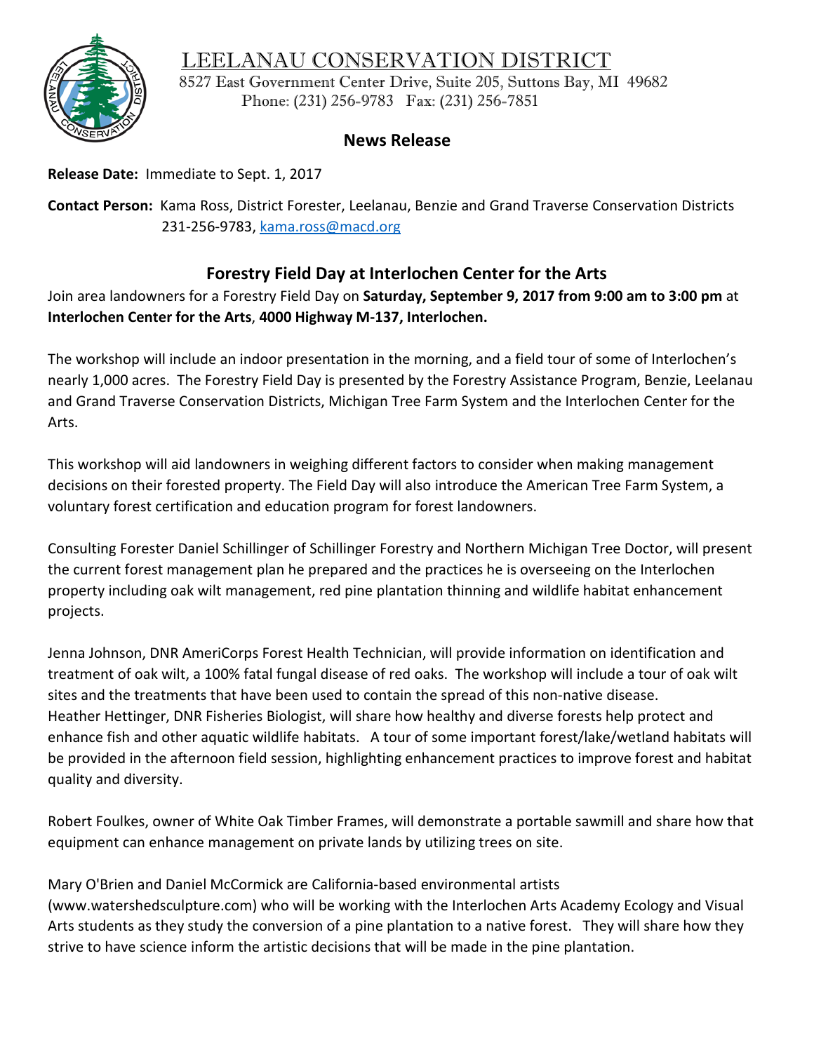# LEELANAU CONSERVATION DISTRICT

8527 East Government Center Drive, Suite 205, Suttons Bay, MI 49682
Phone: (231) 256-9783 Fax: (231) 256-7851

## News Release

**Release Date:** Immediate to Sept. 1, 2017

**Contact Person:** Kama Ross, District Forester, Leelanau, Benzie and Grand Traverse Conservation Districts
231-256-9783, kama.ross@macd.org

## Forestry Field Day at Interlochen Center for the Arts

Join area landowners for a Forestry Field Day on **Saturday, September 9, 2017 from 9:00 am to 3:00 pm** at **Interlochen Center for the Arts**, **4000 Highway M-137, Interlochen.**

The workshop will include an indoor presentation in the morning, and a field tour of some of Interlochen's nearly 1,000 acres. The Forestry Field Day is presented by the Forestry Assistance Program, Benzie, Leelanau and Grand Traverse Conservation Districts, Michigan Tree Farm System and the Interlochen Center for the Arts.

This workshop will aid landowners in weighing different factors to consider when making management decisions on their forested property. The Field Day will also introduce the American Tree Farm System, a voluntary forest certification and education program for forest landowners.

Consulting Forester Daniel Schillinger of Schillinger Forestry and Northern Michigan Tree Doctor, will present the current forest management plan he prepared and the practices he is overseeing on the Interlochen property including oak wilt management, red pine plantation thinning and wildlife habitat enhancement projects.

Jenna Johnson, DNR AmeriCorps Forest Health Technician, will provide information on identification and treatment of oak wilt, a 100% fatal fungal disease of red oaks. The workshop will include a tour of oak wilt sites and the treatments that have been used to contain the spread of this non-native disease.
Heather Hettinger, DNR Fisheries Biologist, will share how healthy and diverse forests help protect and enhance fish and other aquatic wildlife habitats. A tour of some important forest/lake/wetland habitats will be provided in the afternoon field session, highlighting enhancement practices to improve forest and habitat quality and diversity.

Robert Foulkes, owner of White Oak Timber Frames, will demonstrate a portable sawmill and share how that equipment can enhance management on private lands by utilizing trees on site.

Mary O'Brien and Daniel McCormick are California-based environmental artists (www.watershedsculpture.com) who will be working with the Interlochen Arts Academy Ecology and Visual Arts students as they study the conversion of a pine plantation to a native forest. They will share how they strive to have science inform the artistic decisions that will be made in the pine plantation.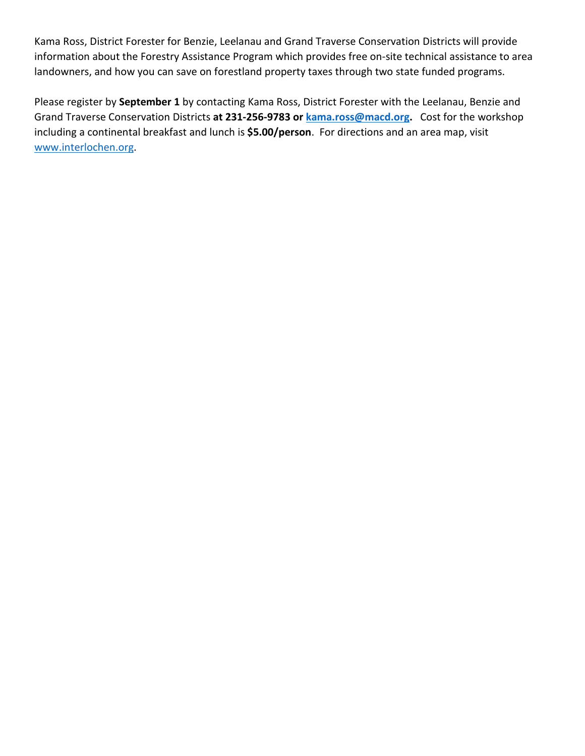Kama Ross, District Forester for Benzie, Leelanau and Grand Traverse Conservation Districts will provide information about the Forestry Assistance Program which provides free on-site technical assistance to area landowners, and how you can save on forestland property taxes through two state funded programs.

Please register by **September 1** by contacting Kama Ross, District Forester with the Leelanau, Benzie and Grand Traverse Conservation Districts **at 231-256-9783 or [kama.ross@macd.org](mailto:kama.ross@macd.org).** Cost for the workshop including a continental breakfast and lunch is **$5.00/person**. For directions and an area map, visit [www.interlochen.org](http://www.interlochen.org).